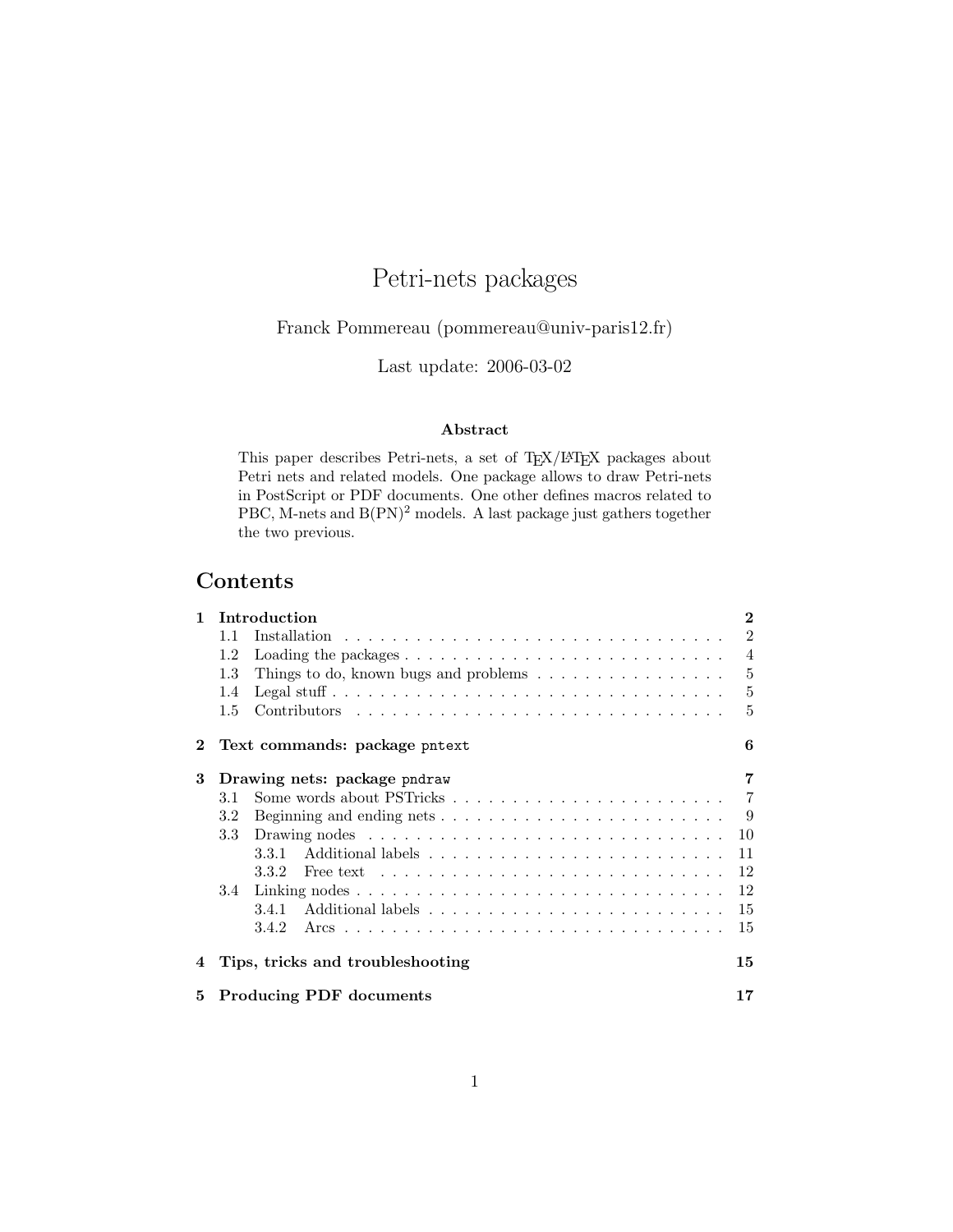# Petri-nets packages

Franck Pommereau (pommereau@univ-paris12.fr)

Last update: 2006-03-02

### Abstract

This paper describes Petri-nets, a set of TEX/LATEX packages about Petri nets and related models. One package allows to draw Petri-nets in PostScript or PDF documents. One other defines macros related to PBC, M-nets and B(PN)$^2$ models. A last package just gathers together the two previous.

## Contents

| | | |
|---|---|---|
| **1** | **Introduction** | **2** |
| 1.1 | Installation | 2 |
| 1.2 | Loading the packages | 4 |
| 1.3 | Things to do, known bugs and problems | 5 |
| 1.4 | Legal stuff | 5 |
| 1.5 | Contributors | 5 |
| **2** | **Text commands: package `pntext`** | **6** |
| **3** | **Drawing nets: package `pndraw`** | **7** |
| 3.1 | Some words about PSTricks | 7 |
| 3.2 | Beginning and ending nets | 9 |
| 3.3 | Drawing nodes | 10 |
| 3.3.1 | Additional labels | 11 |
| 3.3.2 | Free text | 12 |
| 3.4 | Linking nodes | 12 |
| 3.4.1 | Additional labels | 15 |
| 3.4.2 | Arcs | 15 |
| **4** | **Tips, tricks and troubleshooting** | **15** |
| **5** | **Producing PDF documents** | **17** |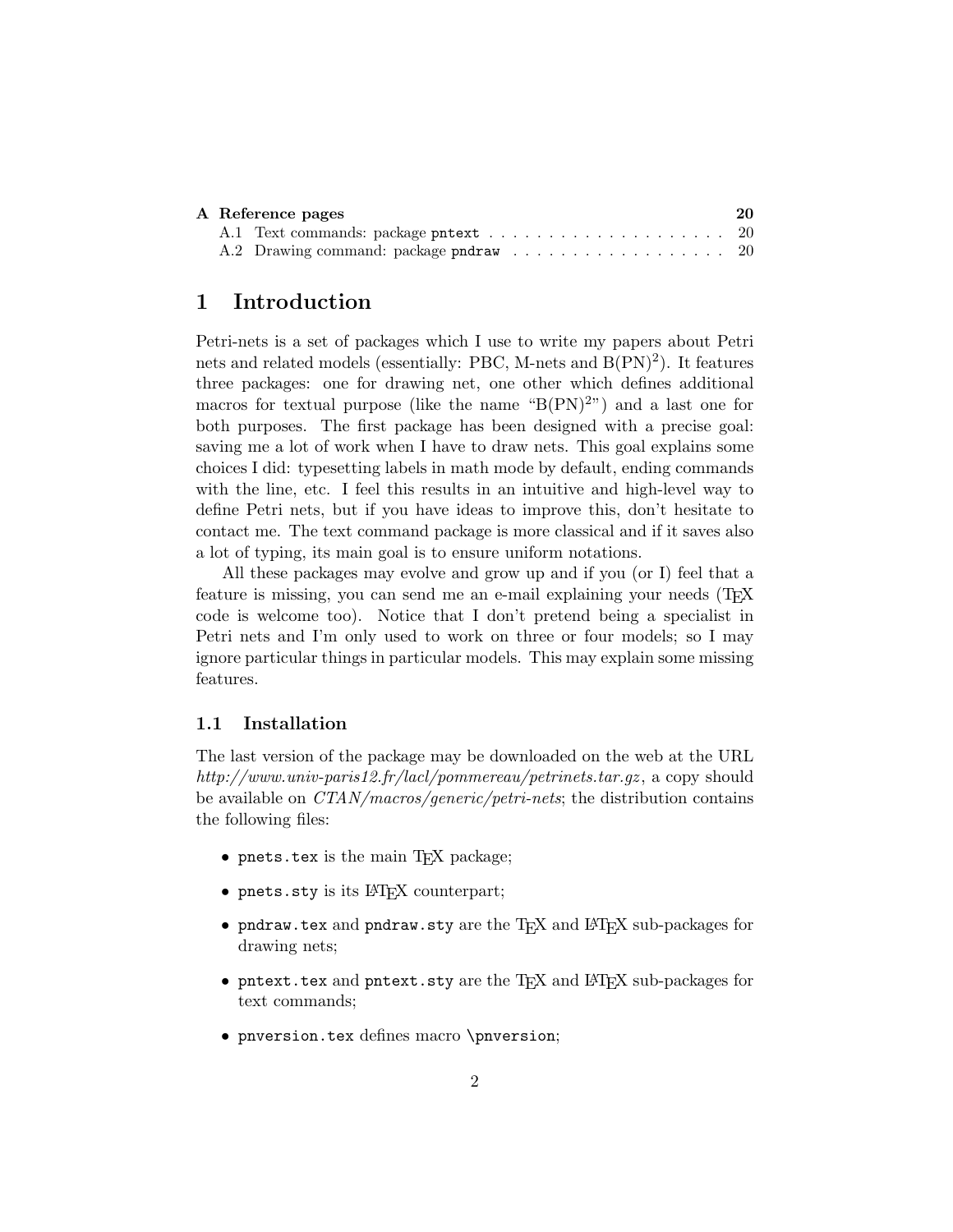| A Reference pages | 20 |
| --- | --- |
| A.1 Text commands: package `pntext` | 20 |
| A.2 Drawing command: package `pndraw` | 20 |

# 1 Introduction

Petri-nets is a set of packages which I use to write my papers about Petri nets and related models (essentially: PBC, M-nets and B(PN)$^2$). It features three packages: one for drawing net, one other which defines additional macros for textual purpose (like the name "B(PN)$^2$") and a last one for both purposes. The first package has been designed with a precise goal: saving me a lot of work when I have to draw nets. This goal explains some choices I did: typesetting labels in math mode by default, ending commands with the line, etc. I feel this results in an intuitive and high-level way to define Petri nets, but if you have ideas to improve this, don't hesitate to contact me. The text command package is more classical and if it saves also a lot of typing, its main goal is to ensure uniform notations.

All these packages may evolve and grow up and if you (or I) feel that a feature is missing, you can send me an e-mail explaining your needs (TEX code is welcome too). Notice that I don't pretend being a specialist in Petri nets and I'm only used to work on three or four models; so I may ignore particular things in particular models. This may explain some missing features.

## 1.1 Installation

The last version of the package may be downloaded on the web at the URL *http://www.univ-paris12.fr/lacl/pommereau/petrinets.tar.gz*, a copy should be available on *CTAN/macros/generic/petri-nets*; the distribution contains the following files:

- `pnets.tex` is the main TEX package;
- `pnets.sty` is its LATEX counterpart;
- `pndraw.tex` and `pndraw.sty` are the TEX and LATEX sub-packages for drawing nets;
- `pntext.tex` and `pntext.sty` are the TEX and LATEX sub-packages for text commands;
- `pnversion.tex` defines macro `\pnversion`;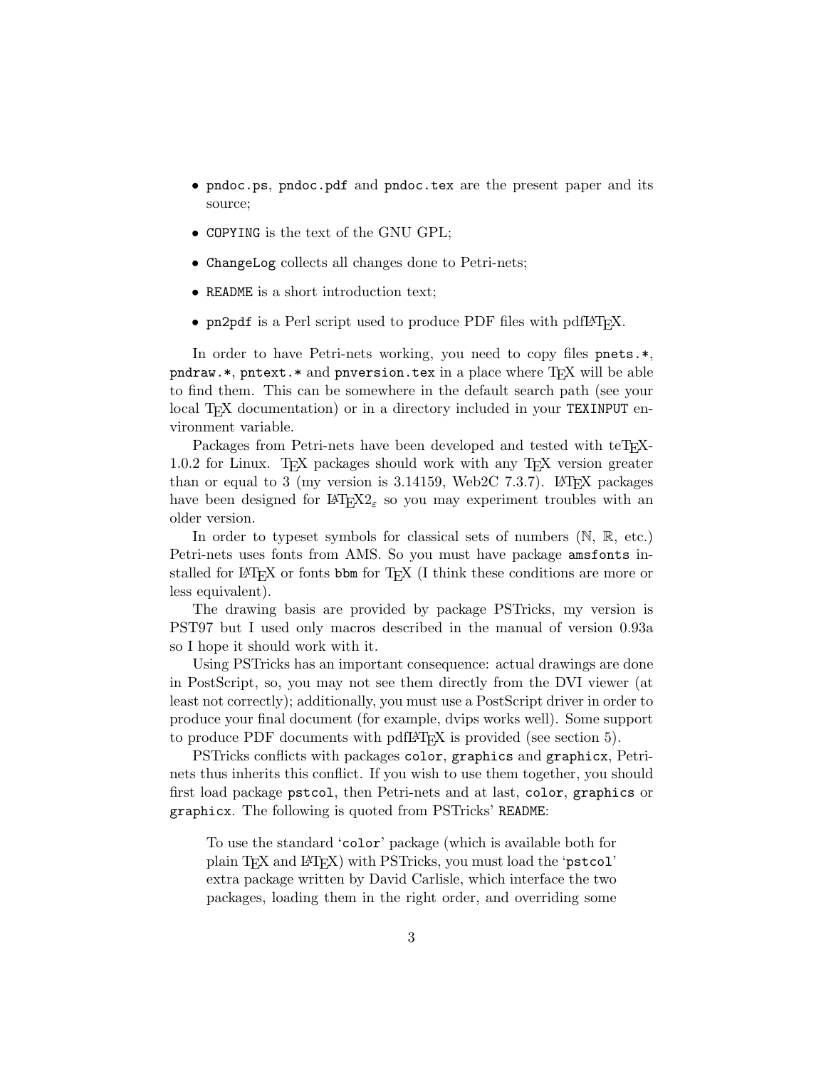- `pndoc.ps`, `pndoc.pdf` and `pndoc.tex` are the present paper and its source;
- `COPYING` is the text of the GNU GPL;
- `ChangeLog` collects all changes done to Petri-nets;
- `README` is a short introduction text;
- `pn2pdf` is a Perl script used to produce PDF files with pdfLaTeX.

In order to have Petri-nets working, you need to copy files `pnets.*`, `pndraw.*`, `pntext.*` and `pnversion.tex` in a place where TeX will be able to find them. This can be somewhere in the default search path (see your local TeX documentation) or in a directory included in your `TEXINPUT` environment variable.

Packages from Petri-nets have been developed and tested with teTeX-1.0.2 for Linux. TeX packages should work with any TeX version greater than or equal to 3 (my version is 3.14159, Web2C 7.3.7). LaTeX packages have been designed for LaTeX2$_\varepsilon$ so you may experiment troubles with an older version.

In order to typeset symbols for classical sets of numbers ($\mathbb{N}$, $\mathbb{R}$, etc.) Petri-nets uses fonts from AMS. So you must have package `amsfonts` installed for LaTeX or fonts `bbm` for TeX (I think these conditions are more or less equivalent).

The drawing basis are provided by package PSTricks, my version is PST97 but I used only macros described in the manual of version 0.93a so I hope it should work with it.

Using PSTricks has an important consequence: actual drawings are done in PostScript, so, you may not see them directly from the DVI viewer (at least not correctly); additionally, you must use a PostScript driver in order to produce your final document (for example, dvips works well). Some support to produce PDF documents with pdfLaTeX is provided (see section 5).

PSTricks conflicts with packages `color`, `graphics` and `graphicx`, Petri-nets thus inherits this conflict. If you wish to use them together, you should first load package `pstcol`, then Petri-nets and at last, `color`, `graphics` or `graphicx`. The following is quoted from PSTricks' `README`:

> To use the standard '`color`' package (which is available both for plain TeX and LaTeX) with PSTricks, you must load the '`pstcol`' extra package written by David Carlisle, which interface the two packages, loading them in the right order, and overriding some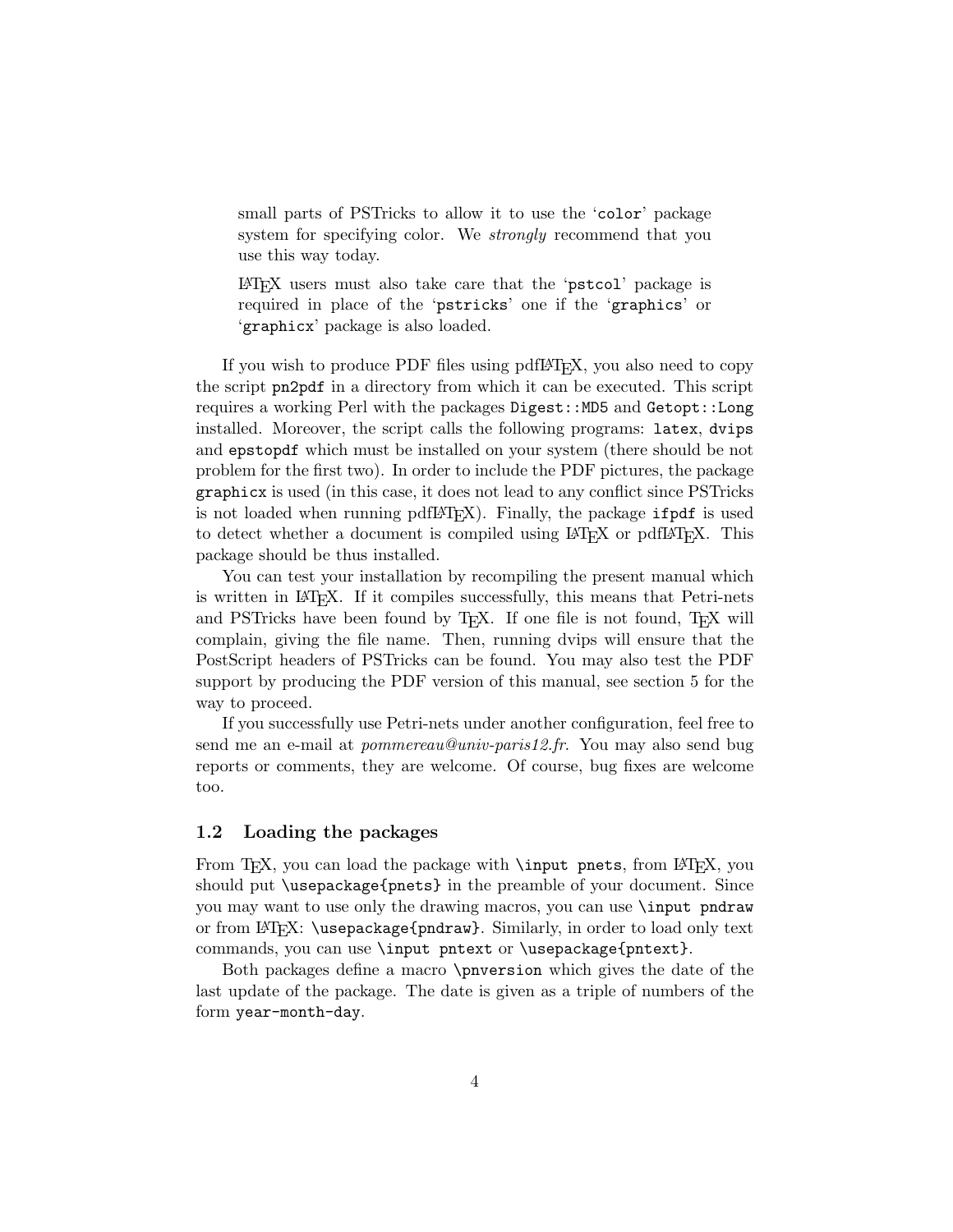> small parts of PSTricks to allow it to use the '`color`' package system for specifying color. We *strongly* recommend that you use this way today.
>
> LaTeX users must also take care that the '`pstcol`' package is required in place of the '`pstricks`' one if the '`graphics`' or '`graphicx`' package is also loaded.

If you wish to produce PDF files using pdfLaTeX, you also need to copy the script `pn2pdf` in a directory from which it can be executed. This script requires a working Perl with the packages `Digest::MD5` and `Getopt::Long` installed. Moreover, the script calls the following programs: `latex`, `dvips` and `epstopdf` which must be installed on your system (there should be not problem for the first two). In order to include the PDF pictures, the package `graphicx` is used (in this case, it does not lead to any conflict since PSTricks is not loaded when running pdfLaTeX). Finally, the package `ifpdf` is used to detect whether a document is compiled using LaTeX or pdfLaTeX. This package should be thus installed.

You can test your installation by recompiling the present manual which is written in LaTeX. If it compiles successfully, this means that Petri-nets and PSTricks have been found by TeX. If one file is not found, TeX will complain, giving the file name. Then, running dvips will ensure that the PostScript headers of PSTricks can be found. You may also test the PDF support by producing the PDF version of this manual, see section 5 for the way to proceed.

If you successfully use Petri-nets under another configuration, feel free to send me an e-mail at *pommereau@univ-paris12.fr*. You may also send bug reports or comments, they are welcome. Of course, bug fixes are welcome too.

### 1.2 Loading the packages

From TeX, you can load the package with `\input pnets`, from LaTeX, you should put `\usepackage{pnets}` in the preamble of your document. Since you may want to use only the drawing macros, you can use `\input pndraw` or from LaTeX: `\usepackage{pndraw}`. Similarly, in order to load only text commands, you can use `\input pntext` or `\usepackage{pntext}`.

Both packages define a macro `\pnversion` which gives the date of the last update of the package. The date is given as a triple of numbers of the form `year-month-day`.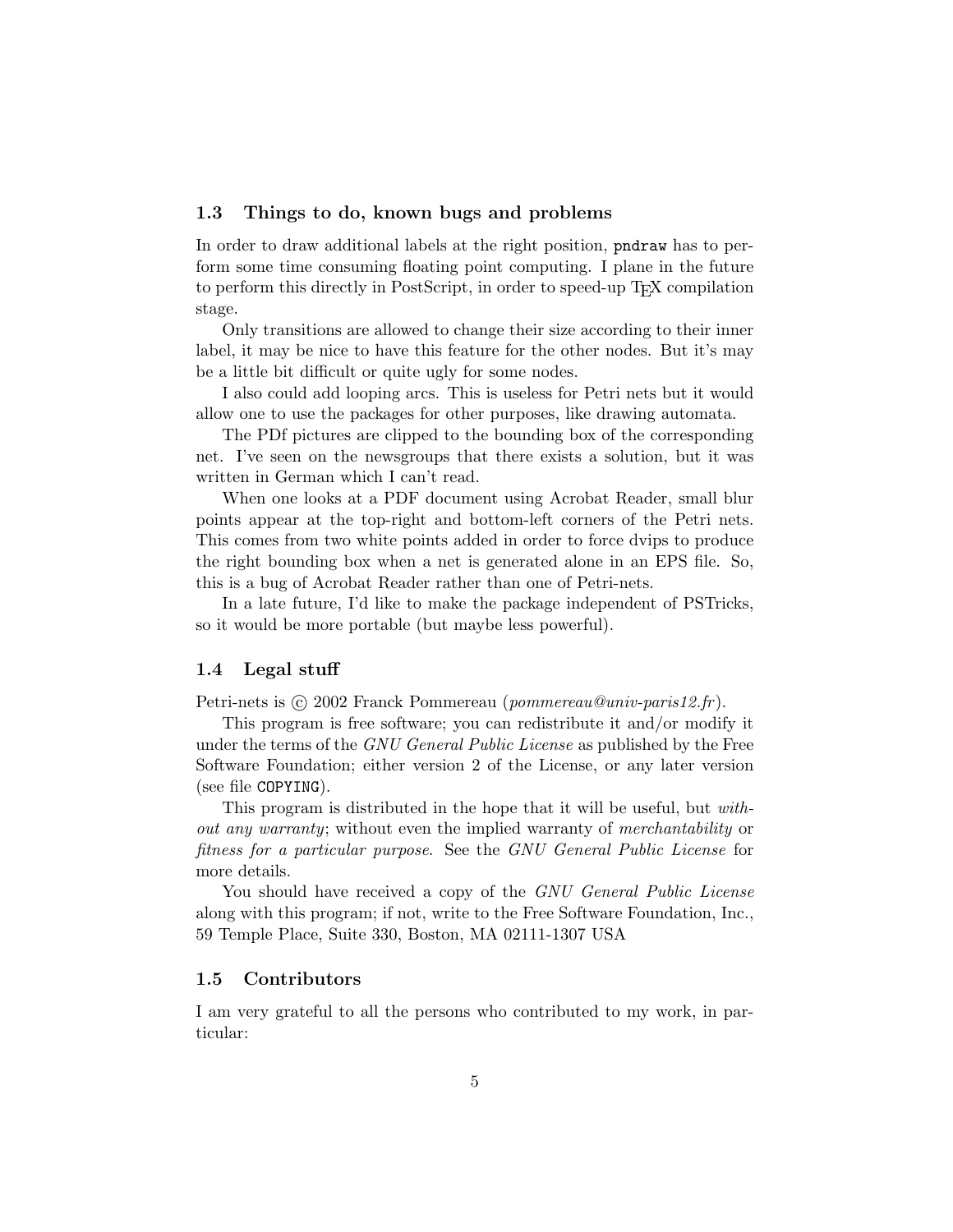### 1.3 Things to do, known bugs and problems

In order to draw additional labels at the right position, `pndraw` has to perform some time consuming floating point computing. I plane in the future to perform this directly in PostScript, in order to speed-up TEX compilation stage.

Only transitions are allowed to change their size according to their inner label, it may be nice to have this feature for the other nodes. But it's may be a little bit difficult or quite ugly for some nodes.

I also could add looping arcs. This is useless for Petri nets but it would allow one to use the packages for other purposes, like drawing automata.

The PDf pictures are clipped to the bounding box of the corresponding net. I've seen on the newsgroups that there exists a solution, but it was written in German which I can't read.

When one looks at a PDF document using Acrobat Reader, small blur points appear at the top-right and bottom-left corners of the Petri nets. This comes from two white points added in order to force dvips to produce the right bounding box when a net is generated alone in an EPS file. So, this is a bug of Acrobat Reader rather than one of Petri-nets.

In a late future, I'd like to make the package independent of PSTricks, so it would be more portable (but maybe less powerful).

### 1.4 Legal stuff

Petri-nets is © 2002 Franck Pommereau (*pommereau@univ-paris12.fr*).

This program is free software; you can redistribute it and/or modify it under the terms of the *GNU General Public License* as published by the Free Software Foundation; either version 2 of the License, or any later version (see file `COPYING`).

This program is distributed in the hope that it will be useful, but *without any warranty*; without even the implied warranty of *merchantability* or *fitness for a particular purpose*. See the *GNU General Public License* for more details.

You should have received a copy of the *GNU General Public License* along with this program; if not, write to the Free Software Foundation, Inc., 59 Temple Place, Suite 330, Boston, MA 02111-1307 USA

### 1.5 Contributors

I am very grateful to all the persons who contributed to my work, in particular: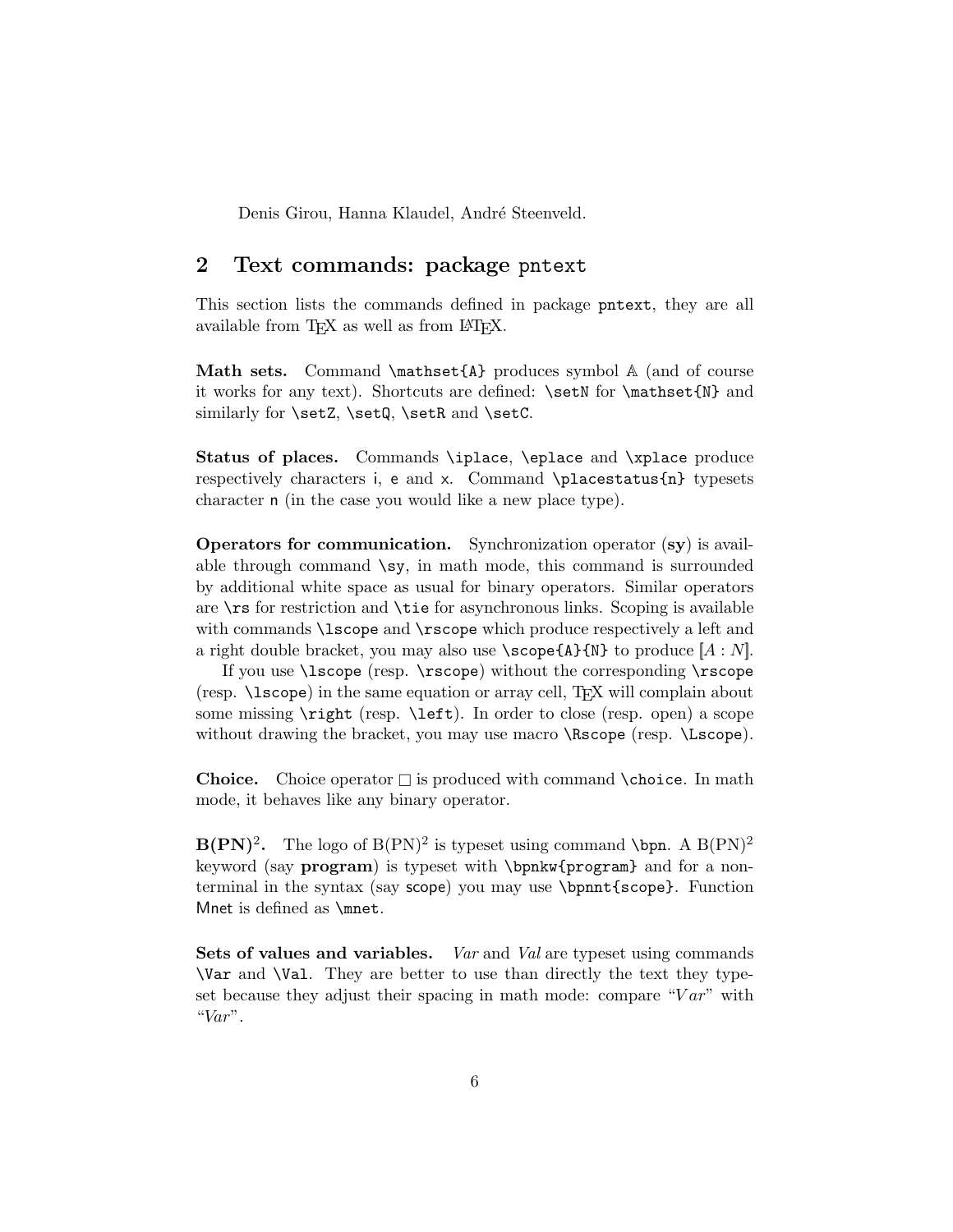Denis Girou, Hanna Klaudel, André Steenveld.

## 2 Text commands: package `pntext`

This section lists the commands defined in package `pntext`, they are all available from TeX as well as from LaTeX.

**Math sets.** Command `\mathset{A}` produces symbol $\mathbb{A}$ (and of course it works for any text). Shortcuts are defined: `\setN` for `\mathset{N}` and similarly for `\setZ`, `\setQ`, `\setR` and `\setC`.

**Status of places.** Commands `\iplace`, `\eplace` and `\xplace` produce respectively characters $\mathsf{i}$, $\mathsf{e}$ and $\mathsf{x}$. Command `\placestatus{n}` typesets character $\mathsf{n}$ (in the case you would like a new place type).

**Operators for communication.** Synchronization operator (**sy**) is available through command `\sy`, in math mode, this command is surrounded by additional white space as usual for binary operators. Similar operators are `\rs` for restriction and `\tie` for asynchronous links. Scoping is available with commands `\lscope` and `\rscope` which produce respectively a left and a right double bracket, you may also use `\scope{A}{N}` to produce $[\![A : N]\!]$.

If you use `\lscope` (resp. `\rscope`) without the corresponding `\rscope` (resp. `\lscope`) in the same equation or array cell, TeX will complain about some missing `\right` (resp. `\left`). In order to close (resp. open) a scope without drawing the bracket, you may use macro `\Rscope` (resp. `\Lscope`).

**Choice.** Choice operator $\square$ is produced with command `\choice`. In math mode, it behaves like any binary operator.

**B(PN)$^2$.** The logo of B(PN)$^2$ is typeset using command `\bpn`. A B(PN)$^2$ keyword (say **program**) is typeset with `\bpnkw{program}` and for a non-terminal in the syntax (say $\mathsf{scope}$) you may use `\bpnnt{scope}`. Function $\mathsf{Mnet}$ is defined as `\mnet`.

**Sets of values and variables.** *Var* and *Val* are typeset using commands `\Var` and `\Val`. They are better to use than directly the text they typeset because they adjust their spacing in math mode: compare "$Var$" with "*Var*".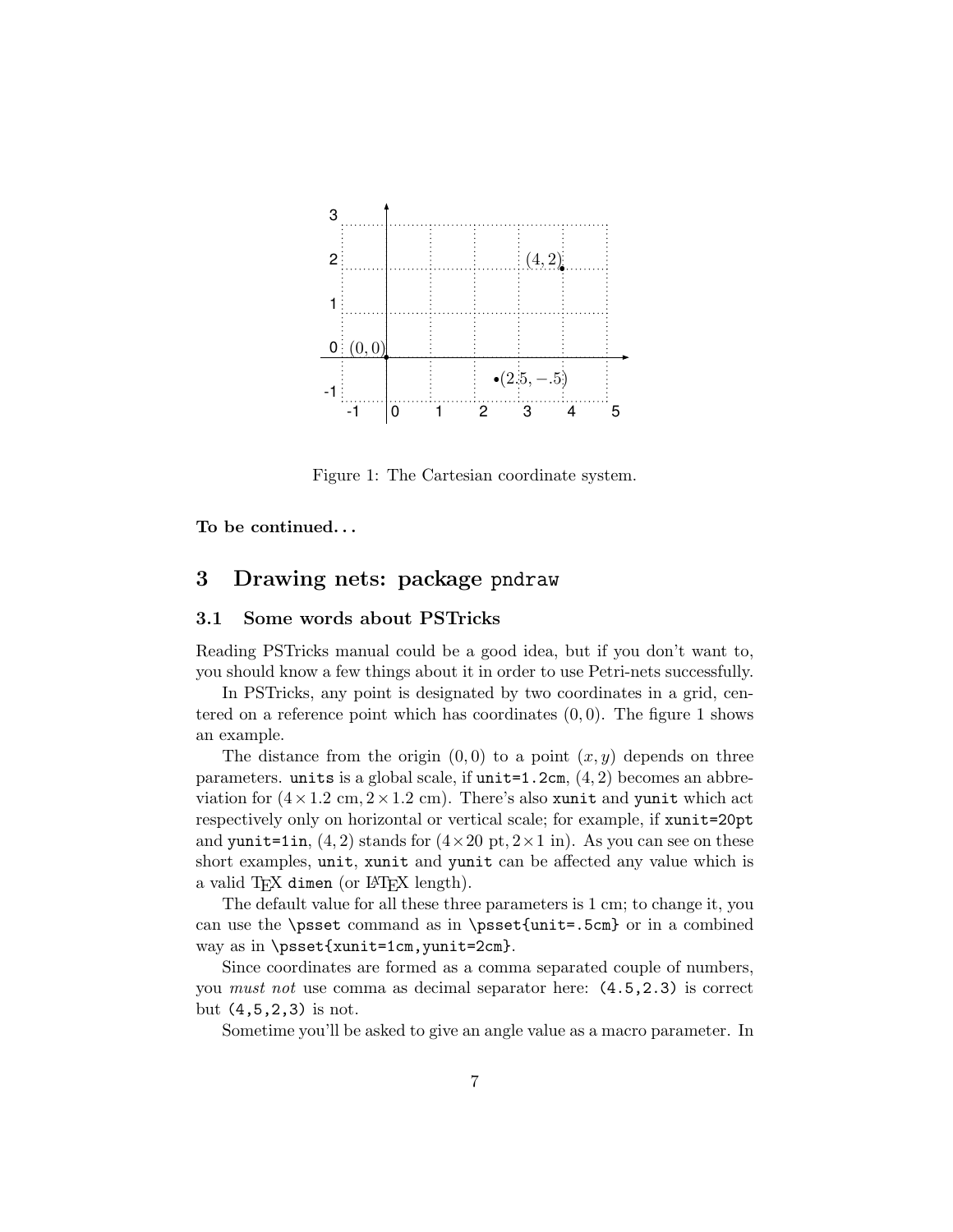Figure 1: The Cartesian coordinate system.

**To be continued. . .**

# 3 Drawing nets: package `pndraw`

## 3.1 Some words about PSTricks

Reading PSTricks manual could be a good idea, but if you don't want to, you should know a few things about it in order to use Petri-nets successfully.

In PSTricks, any point is designated by two coordinates in a grid, centered on a reference point which has coordinates $(0, 0)$. The figure 1 shows an example.

The distance from the origin $(0, 0)$ to a point $(x, y)$ depends on three parameters. `units` is a global scale, if `unit=1.2cm`, $(4, 2)$ becomes an abbreviation for $(4 \times 1.2 \text{ cm}, 2 \times 1.2 \text{ cm})$. There's also `xunit` and `yunit` which act respectively only on horizontal or vertical scale; for example, if `xunit=20pt` and `yunit=1in`, $(4, 2)$ stands for $(4 \times 20 \text{ pt}, 2 \times 1 \text{ in})$. As you can see on these short examples, `unit`, `xunit` and `yunit` can be affected any value which is a valid TEX `dimen` (or LATEX length).

The default value for all these three parameters is 1 cm; to change it, you can use the `\psset` command as in `\psset{unit=.5cm}` or in a combined way as in `\psset{xunit=1cm,yunit=2cm}`.

Since coordinates are formed as a comma separated couple of numbers, you *must not* use comma as decimal separator here: `(4.5,2.3)` is correct but `(4,5,2,3)` is not.

Sometime you'll be asked to give an angle value as a macro parameter. In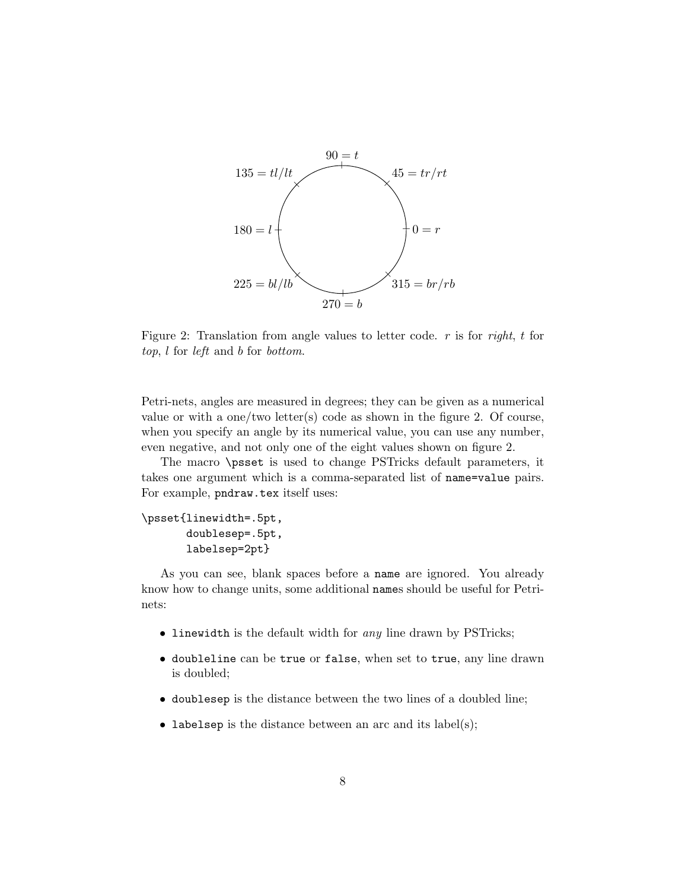Figure 2: Translation from angle values to letter code. $r$ is for *right*, $t$ for *top*, $l$ for *left* and $b$ for *bottom*.

Petri-nets, angles are measured in degrees; they can be given as a numerical value or with a one/two letter(s) code as shown in the figure 2. Of course, when you specify an angle by its numerical value, you can use any number, even negative, and not only one of the eight values shown on figure 2.

The macro `\psset` is used to change PSTricks default parameters, it takes one argument which is a comma-separated list of `name=value` pairs. For example, `pndraw.tex` itself uses:

```
\psset{linewidth=.5pt,
       doublesep=.5pt,
       labelsep=2pt}
```

As you can see, blank spaces before a `name` are ignored. You already know how to change units, some additional `name`s should be useful for Petri-nets:

- `linewidth` is the default width for *any* line drawn by PSTricks;
- `doubleline` can be `true` or `false`, when set to `true`, any line drawn is doubled;
- `doublesep` is the distance between the two lines of a doubled line;
- `labelsep` is the distance between an arc and its label(s);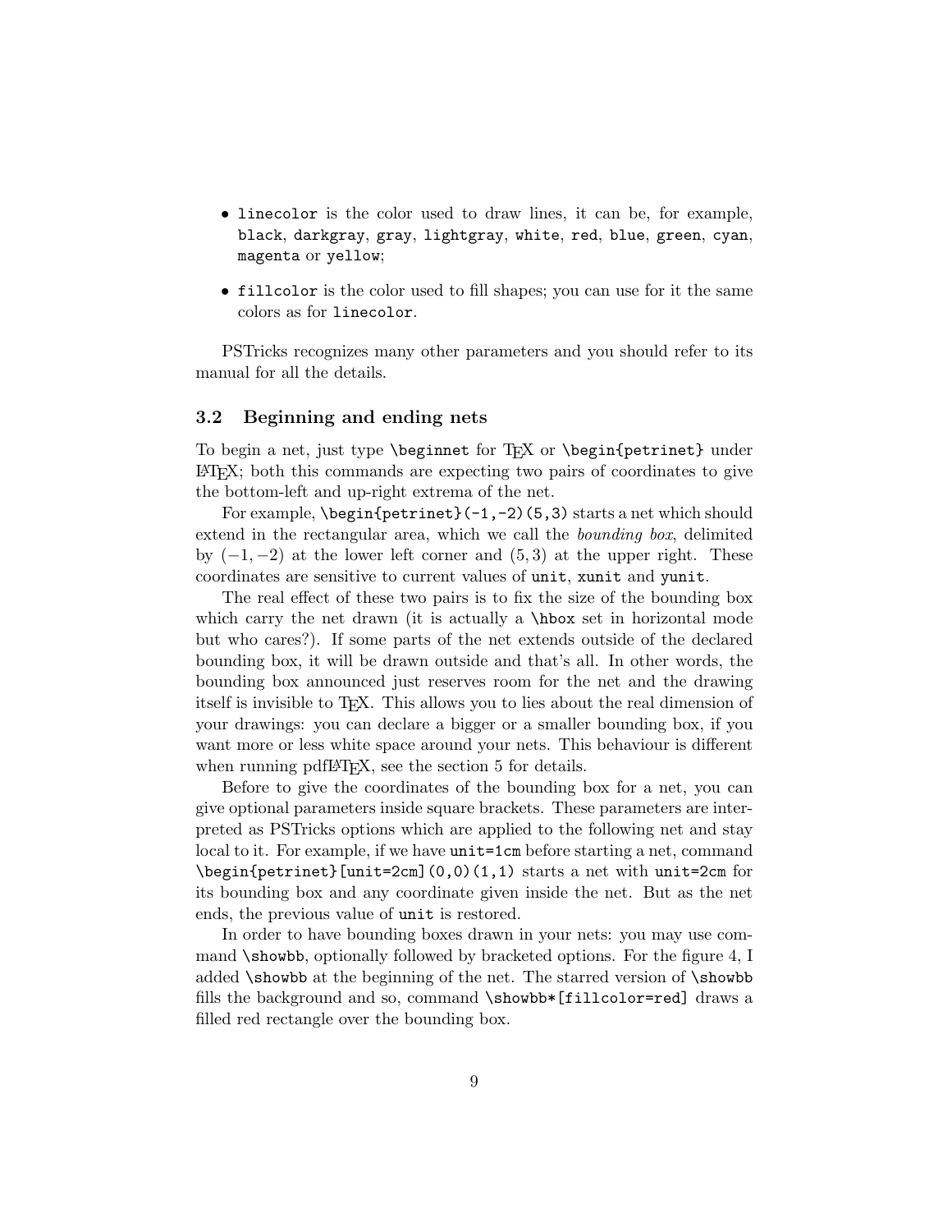- `linecolor` is the color used to draw lines, it can be, for example, `black`, `darkgray`, `gray`, `lightgray`, `white`, `red`, `blue`, `green`, `cyan`, `magenta` or `yellow`;
- `fillcolor` is the color used to fill shapes; you can use for it the same colors as for `linecolor`.

PSTricks recognizes many other parameters and you should refer to its manual for all the details.

### 3.2 Beginning and ending nets

To begin a net, just type `\beginnet` for TEX or `\begin{petrinet}` under LATEX; both this commands are expecting two pairs of coordinates to give the bottom-left and up-right extrema of the net.

For example, `\begin{petrinet}(-1,-2)(5,3)` starts a net which should extend in the rectangular area, which we call the *bounding box*, delimited by $(-1, -2)$ at the lower left corner and $(5, 3)$ at the upper right. These coordinates are sensitive to current values of `unit`, `xunit` and `yunit`.

The real effect of these two pairs is to fix the size of the bounding box which carry the net drawn (it is actually a `\hbox` set in horizontal mode but who cares?). If some parts of the net extends outside of the declared bounding box, it will be drawn outside and that's all. In other words, the bounding box announced just reserves room for the net and the drawing itself is invisible to TEX. This allows you to lies about the real dimension of your drawings: you can declare a bigger or a smaller bounding box, if you want more or less white space around your nets. This behaviour is different when running pdfLATEX, see the section 5 for details.

Before to give the coordinates of the bounding box for a net, you can give optional parameters inside square brackets. These parameters are interpreted as PSTricks options which are applied to the following net and stay local to it. For example, if we have `unit=1cm` before starting a net, command `\begin{petrinet}[unit=2cm](0,0)(1,1)` starts a net with `unit=2cm` for its bounding box and any coordinate given inside the net. But as the net ends, the previous value of `unit` is restored.

In order to have bounding boxes drawn in your nets: you may use command `\showbb`, optionally followed by bracketed options. For the figure 4, I added `\showbb` at the beginning of the net. The starred version of `\showbb` fills the background and so, command `\showbb*[fillcolor=red]` draws a filled red rectangle over the bounding box.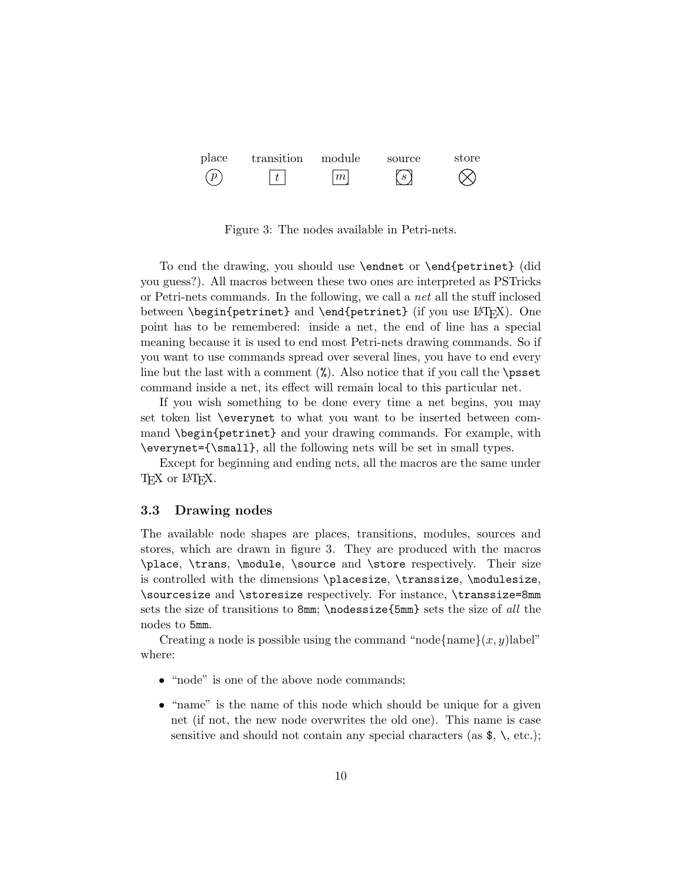| place | transition | module | source | store |
|---|---|---|---|---|
| $p$ | $t$ | $m$ | $s$ | ⊗ |

Figure 3: The nodes available in Petri-nets.

To end the drawing, you should use `\endnet` or `\end{petrinet}` (did you guess?). All macros between these two ones are interpreted as PSTricks or Petri-nets commands. In the following, we call a *net* all the stuff inclosed between `\begin{petrinet}` and `\end{petrinet}` (if you use LaTeX). One point has to be remembered: inside a net, the end of line has a special meaning because it is used to end most Petri-nets drawing commands. So if you want to use commands spread over several lines, you have to end every line but the last with a comment (`%`). Also notice that if you call the `\psset` command inside a net, its effect will remain local to this particular net.

If you wish something to be done every time a net begins, you may set token list `\everynet` to what you want to be inserted between command `\begin{petrinet}` and your drawing commands. For example, with `\everynet={\small}`, all the following nets will be set in small types.

Except for beginning and ending nets, all the macros are the same under TeX or LaTeX.

### 3.3 Drawing nodes

The available node shapes are places, transitions, modules, sources and stores, which are drawn in figure 3. They are produced with the macros `\place`, `\trans`, `\module`, `\source` and `\store` respectively. Their size is controlled with the dimensions `\placesize`, `\transsize`, `\modulesize`, `\sourcesize` and `\storesize` respectively. For instance, `\transsize=8mm` sets the size of transitions to `8mm`; `\nodessize{5mm}` sets the size of *all* the nodes to `5mm`.

Creating a node is possible using the command "node{name}$(x, y)$label" where:

- "node" is one of the above node commands;
- "name" is the name of this node which should be unique for a given net (if not, the new node overwrites the old one). This name is case sensitive and should not contain any special characters (as `$`, `\`, etc.);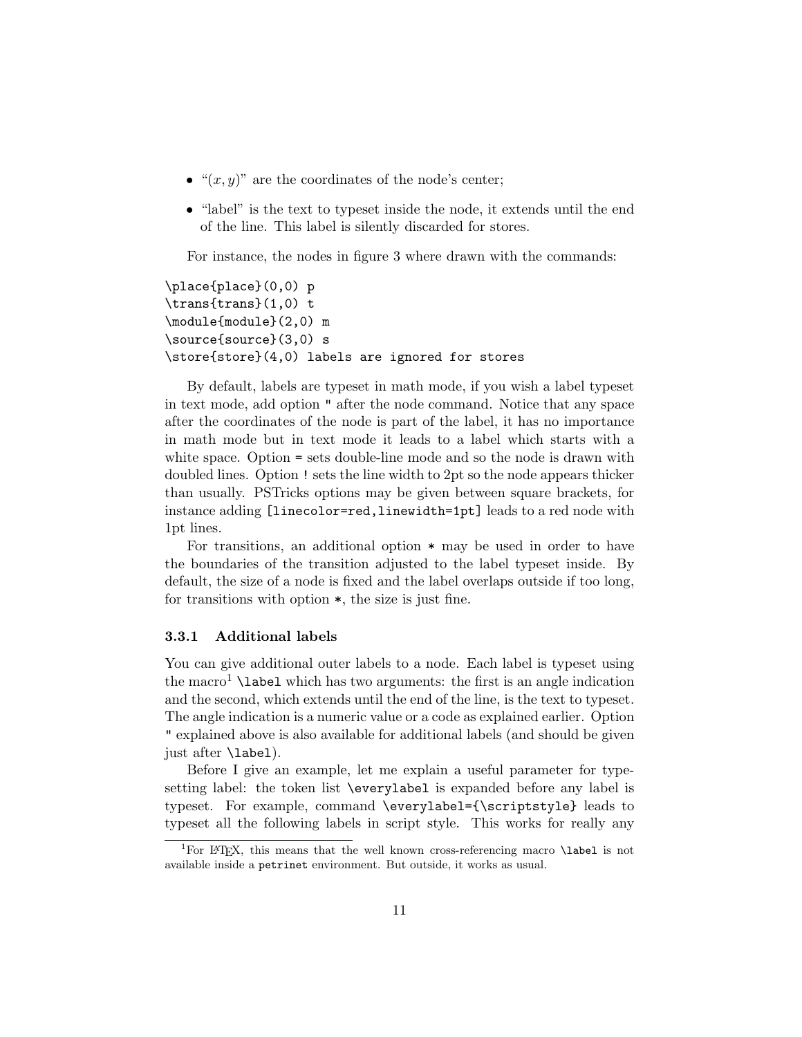- "$(x, y)$" are the coordinates of the node's center;
- "label" is the text to typeset inside the node, it extends until the end of the line. This label is silently discarded for stores.

For instance, the nodes in figure 3 where drawn with the commands:

```
\place{place}(0,0) p
\trans{trans}(1,0) t
\module{module}(2,0) m
\source{source}(3,0) s
\store{store}(4,0) labels are ignored for stores
```

By default, labels are typeset in math mode, if you wish a label typeset in text mode, add option `"` after the node command. Notice that any space after the coordinates of the node is part of the label, it has no importance in math mode but in text mode it leads to a label which starts with a white space. Option `=` sets double-line mode and so the node is drawn with doubled lines. Option `!` sets the line width to 2pt so the node appears thicker than usually. PSTricks options may be given between square brackets, for instance adding `[linecolor=red,linewidth=1pt]` leads to a red node with 1pt lines.

For transitions, an additional option `*` may be used in order to have the boundaries of the transition adjusted to the label typeset inside. By default, the size of a node is fixed and the label overlaps outside if too long, for transitions with option `*`, the size is just fine.

### 3.3.1 Additional labels

You can give additional outer labels to a node. Each label is typeset using the macro[1] `\label` which has two arguments: the first is an angle indication and the second, which extends until the end of the line, is the text to typeset. The angle indication is a numeric value or a code as explained earlier. Option `"` explained above is also available for additional labels (and should be given just after `\label`).

Before I give an example, let me explain a useful parameter for typesetting label: the token list `\everylabel` is expanded before any label is typeset. For example, command `\everylabel={\scriptstyle}` leads to typeset all the following labels in script style. This works for really any

[1]For LaTeX, this means that the well known cross-referencing macro `\label` is not available inside a `petrinet` environment. But outside, it works as usual.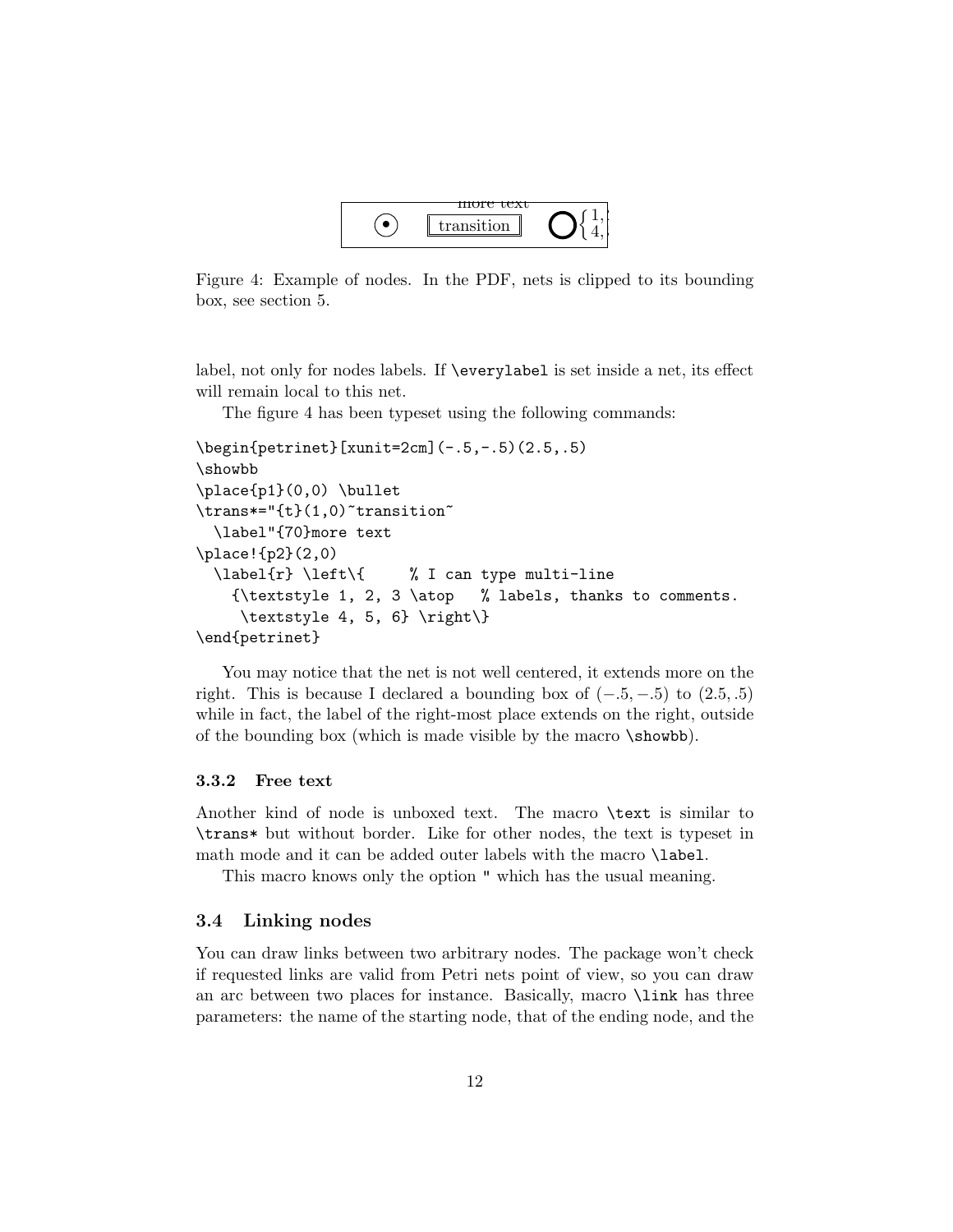Figure 4: Example of nodes. In the PDF, nets is clipped to its bounding box, see section 5.

label, not only for nodes labels. If `\everylabel` is set inside a net, its effect will remain local to this net.

The figure 4 has been typeset using the following commands:

```
\begin{petrinet}[xunit=2cm](-.5,-.5)(2.5,.5)
\showbb
\place{p1}(0,0) \bullet
\trans*="{t}(1,0)~transition~
  \label"{70}more text
\place!{p2}(2,0)
  \label{r} \left\{     % I can type multi-line
    {\textstyle 1, 2, 3 \atop   % labels, thanks to comments.
     \textstyle 4, 5, 6} \right\}
\end{petrinet}
```

You may notice that the net is not well centered, it extends more on the right. This is because I declared a bounding box of $(-.5, -.5)$ to $(2.5, .5)$ while in fact, the label of the right-most place extends on the right, outside of the bounding box (which is made visible by the macro `\showbb`).

#### 3.3.2 Free text

Another kind of node is unboxed text. The macro `\text` is similar to `\trans*` but without border. Like for other nodes, the text is typeset in math mode and it can be added outer labels with the macro `\label`.

This macro knows only the option `"` which has the usual meaning.

### 3.4 Linking nodes

You can draw links between two arbitrary nodes. The package won't check if requested links are valid from Petri nets point of view, so you can draw an arc between two places for instance. Basically, macro `\link` has three parameters: the name of the starting node, that of the ending node, and the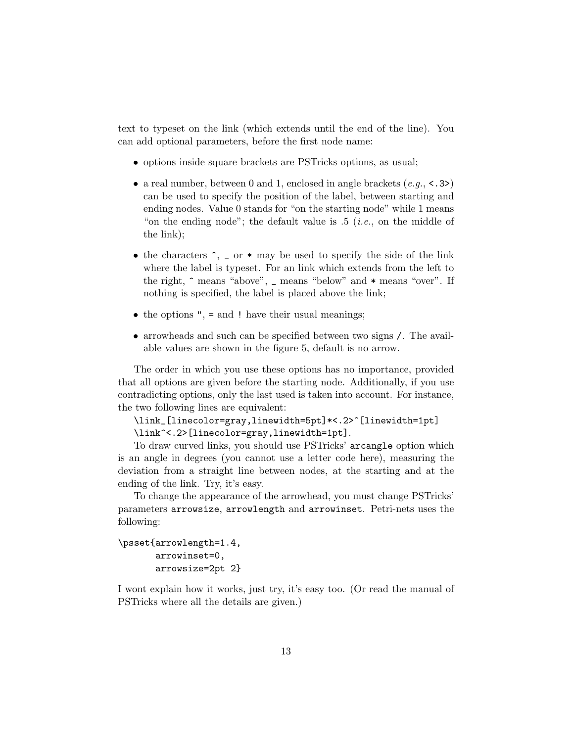text to typeset on the link (which extends until the end of the line). You can add optional parameters, before the first node name:

- options inside square brackets are PSTricks options, as usual;
- a real number, between 0 and 1, enclosed in angle brackets (*e.g.*, `<.3>`) can be used to specify the position of the label, between starting and ending nodes. Value 0 stands for "on the starting node" while 1 means "on the ending node"; the default value is .5 (*i.e.*, on the middle of the link);
- the characters `^`, `_` or `*` may be used to specify the side of the link where the label is typeset. For an link which extends from the left to the right, `^` means "above", `_` means "below" and `*` means "over". If nothing is specified, the label is placed above the link;
- the options `"`, `=` and `!` have their usual meanings;
- arrowheads and such can be specified between two signs `/`. The available values are shown in the figure 5, default is no arrow.

The order in which you use these options has no importance, provided that all options are given before the starting node. Additionally, if you use contradicting options, only the last used is taken into account. For instance, the two following lines are equivalent:

`\link_[linecolor=gray,linewidth=5pt]*<.2>^[linewidth=1pt]`
`\link^<.2>[linecolor=gray,linewidth=1pt]`.

To draw curved links, you should use PSTricks' `arcangle` option which is an angle in degrees (you cannot use a letter code here), measuring the deviation from a straight line between nodes, at the starting and at the ending of the link. Try, it's easy.

To change the appearance of the arrowhead, you must change PSTricks' parameters `arrowsize`, `arrowlength` and `arrowinset`. Petri-nets uses the following:

```
\psset{arrowlength=1.4,
       arrowinset=0,
       arrowsize=2pt 2}
```

I wont explain how it works, just try, it's easy too. (Or read the manual of PSTricks where all the details are given.)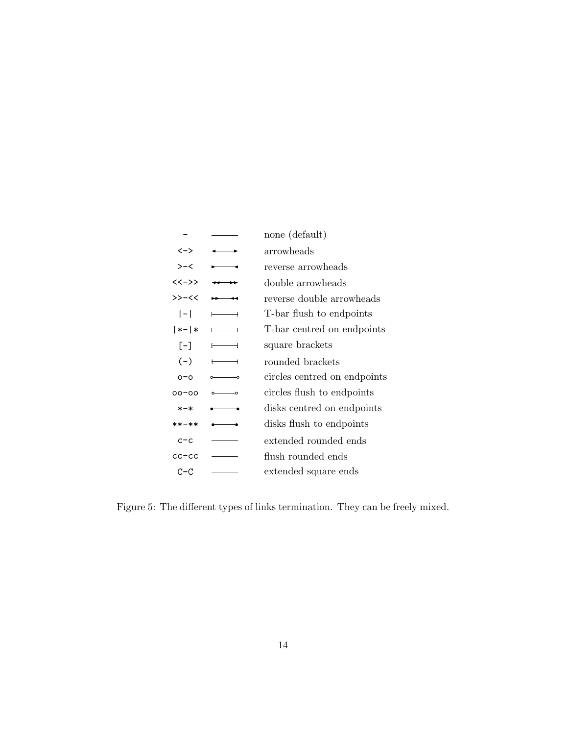| Code | Rendering | Description |
| --- | --- | --- |
| `-` | | none (default) |
| `<->` | | arrowheads |
| `>-<` | | reverse arrowheads |
| `<<->>` | | double arrowheads |
| `>>-<<` | | reverse double arrowheads |
| `\|-\|` | | T-bar flush to endpoints |
| `\|*-\|*` | | T-bar centred on endpoints |
| `[-]` | | square brackets |
| `(-)` | | rounded brackets |
| `o-o` | | circles centred on endpoints |
| `oo-oo` | | circles flush to endpoints |
| `*-*` | | disks centred on endpoints |
| `**-**` | | disks flush to endpoints |
| `c-c` | | extended rounded ends |
| `cc-cc` | | flush rounded ends |
| `C-C` | | extended square ends |

Figure 5: The different types of links termination. They can be freely mixed.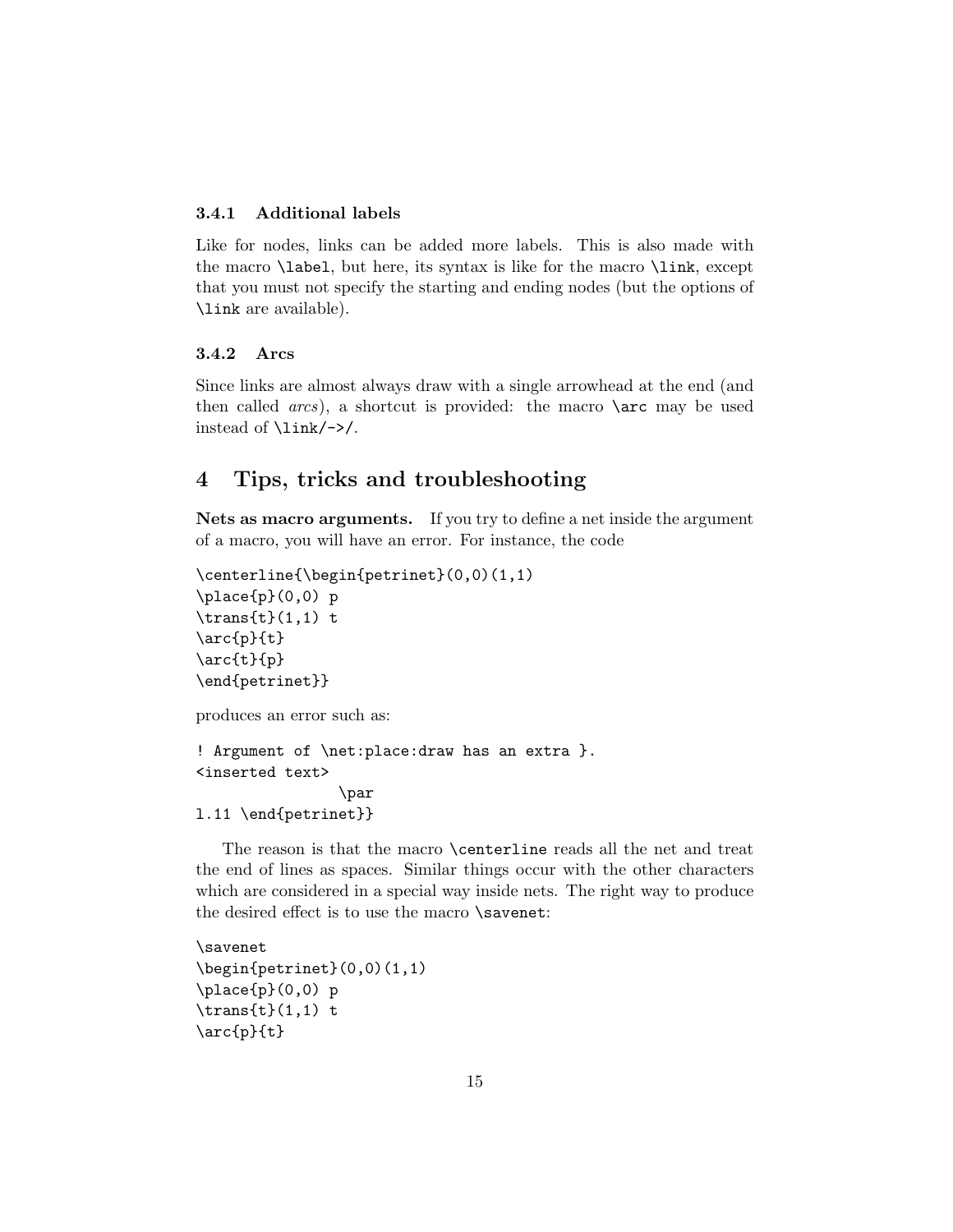### 3.4.1 Additional labels

Like for nodes, links can be added more labels. This is also made with the macro `\label`, but here, its syntax is like for the macro `\link`, except that you must not specify the starting and ending nodes (but the options of `\link` are available).

### 3.4.2 Arcs

Since links are almost always draw with a single arrowhead at the end (and then called *arcs*), a shortcut is provided: the macro `\arc` may be used instead of `\link/->/`.

## 4 Tips, tricks and troubleshooting

**Nets as macro arguments.** If you try to define a net inside the argument of a macro, you will have an error. For instance, the code

```
\centerline{\begin{petrinet}(0,0)(1,1)
\place{p}(0,0) p
\trans{t}(1,1) t
\arc{p}{t}
\arc{t}{p}
\end{petrinet}}
```

produces an error such as:

```
! Argument of \net:place:draw has an extra }.
<inserted text>
                \par
l.11 \end{petrinet}}
```

The reason is that the macro `\centerline` reads all the net and treat the end of lines as spaces. Similar things occur with the other characters which are considered in a special way inside nets. The right way to produce the desired effect is to use the macro `\savenet`:

```
\savenet
\begin{petrinet}(0,0)(1,1)
\place{p}(0,0) p
\trans{t}(1,1) t
\arc{p}{t}
```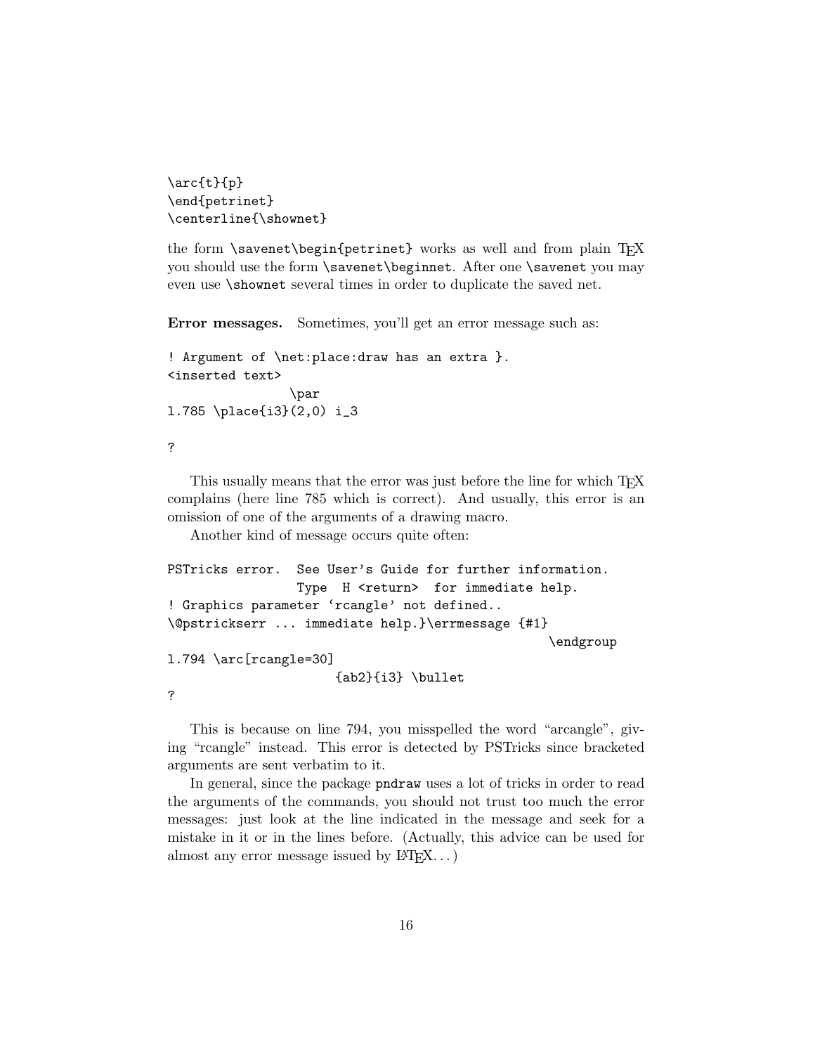```
\arc{t}{p}
\end{petrinet}
\centerline{\shownet}
```

the form `\savenet\begin{petrinet}` works as well and from plain TEX you should use the form `\savenet\beginnet`. After one `\savenet` you may even use `\shownet` several times in order to duplicate the saved net.

**Error messages.** Sometimes, you'll get an error message such as:

```
! Argument of \net:place:draw has an extra }.
<inserted text>
                \par
l.785 \place{i3}(2,0) i_3

?
```

This usually means that the error was just before the line for which TEX complains (here line 785 which is correct). And usually, this error is an omission of one of the arguments of a drawing macro.

Another kind of message occurs quite often:

```
PSTricks error.  See User's Guide for further information.
                Type  H <return>  for immediate help.
! Graphics parameter 'rcangle' not defined..
\@pstrickserr ... immediate help.}\errmessage {#1}
                                                    \endgroup
l.794 \arc[rcangle=30]
                      {ab2}{i3} \bullet
?
```

This is because on line 794, you misspelled the word "arcangle", giving "rcangle" instead. This error is detected by PSTricks since bracketed arguments are sent verbatim to it.

In general, since the package `pndraw` uses a lot of tricks in order to read the arguments of the commands, you should not trust too much the error messages: just look at the line indicated in the message and seek for a mistake in it or in the lines before. (Actually, this advice can be used for almost any error message issued by LATEX...)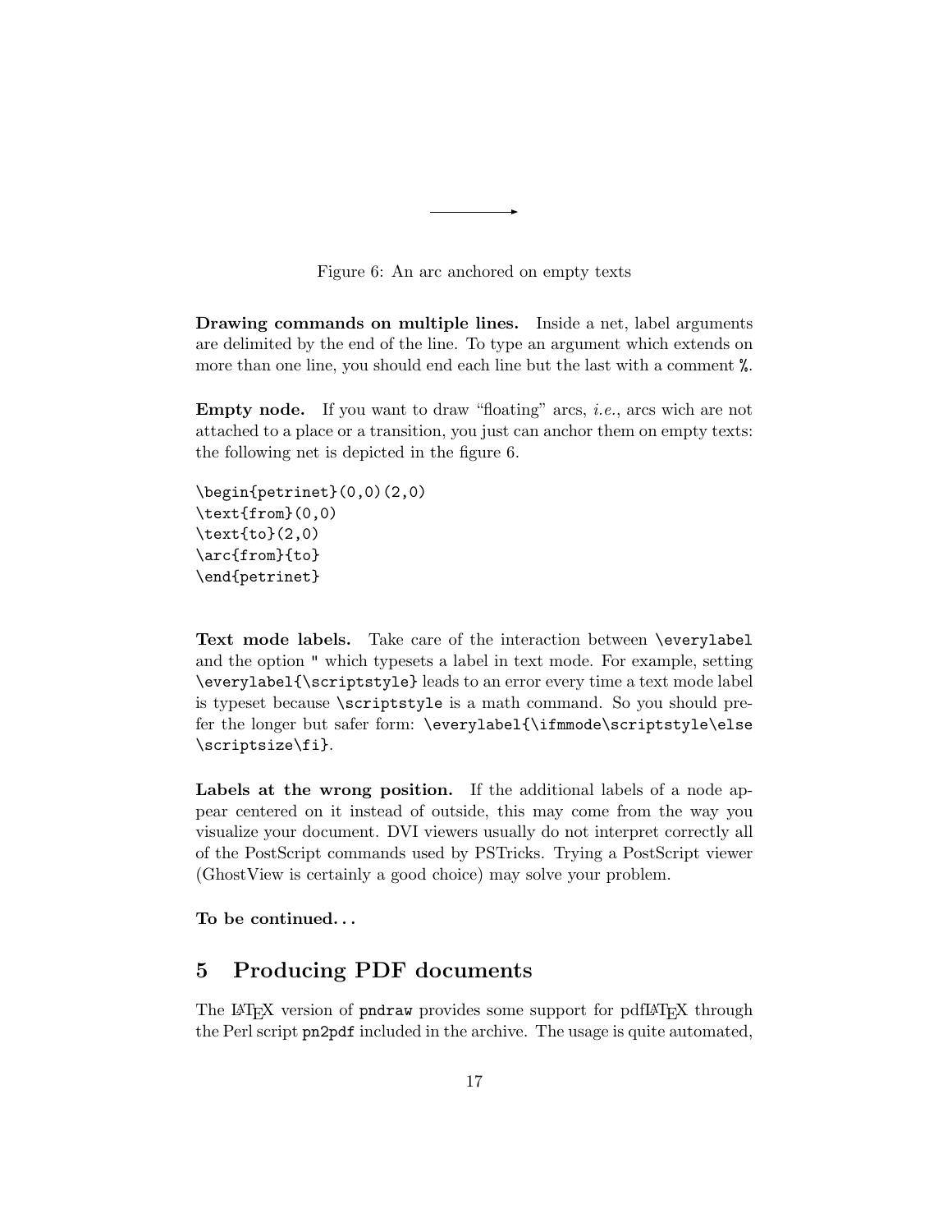Figure 6: An arc anchored on empty texts

**Drawing commands on multiple lines.** Inside a net, label arguments are delimited by the end of the line. To type an argument which extends on more than one line, you should end each line but the last with a comment `%`.

**Empty node.** If you want to draw "floating" arcs, *i.e.*, arcs wich are not attached to a place or a transition, you just can anchor them on empty texts: the following net is depicted in the figure 6.

```
\begin{petrinet}(0,0)(2,0)
\text{from}(0,0)
\text{to}(2,0)
\arc{from}{to}
\end{petrinet}
```

**Text mode labels.** Take care of the interaction between `\everylabel` and the option `"` which typesets a label in text mode. For example, setting `\everylabel{\scriptstyle}` leads to an error every time a text mode label is typeset because `\scriptstyle` is a math command. So you should prefer the longer but safer form: `\everylabel{\ifmmode\scriptstyle\else \scriptsize\fi}`.

**Labels at the wrong position.** If the additional labels of a node appear centered on it instead of outside, this may come from the way you visualize your document. DVI viewers usually do not interpret correctly all of the PostScript commands used by PSTricks. Trying a PostScript viewer (GhostView is certainly a good choice) may solve your problem.

**To be continued...**

## 5 Producing PDF documents

The LaTeX version of `pndraw` provides some support for pdfLaTeX through the Perl script `pn2pdf` included in the archive. The usage is quite automated,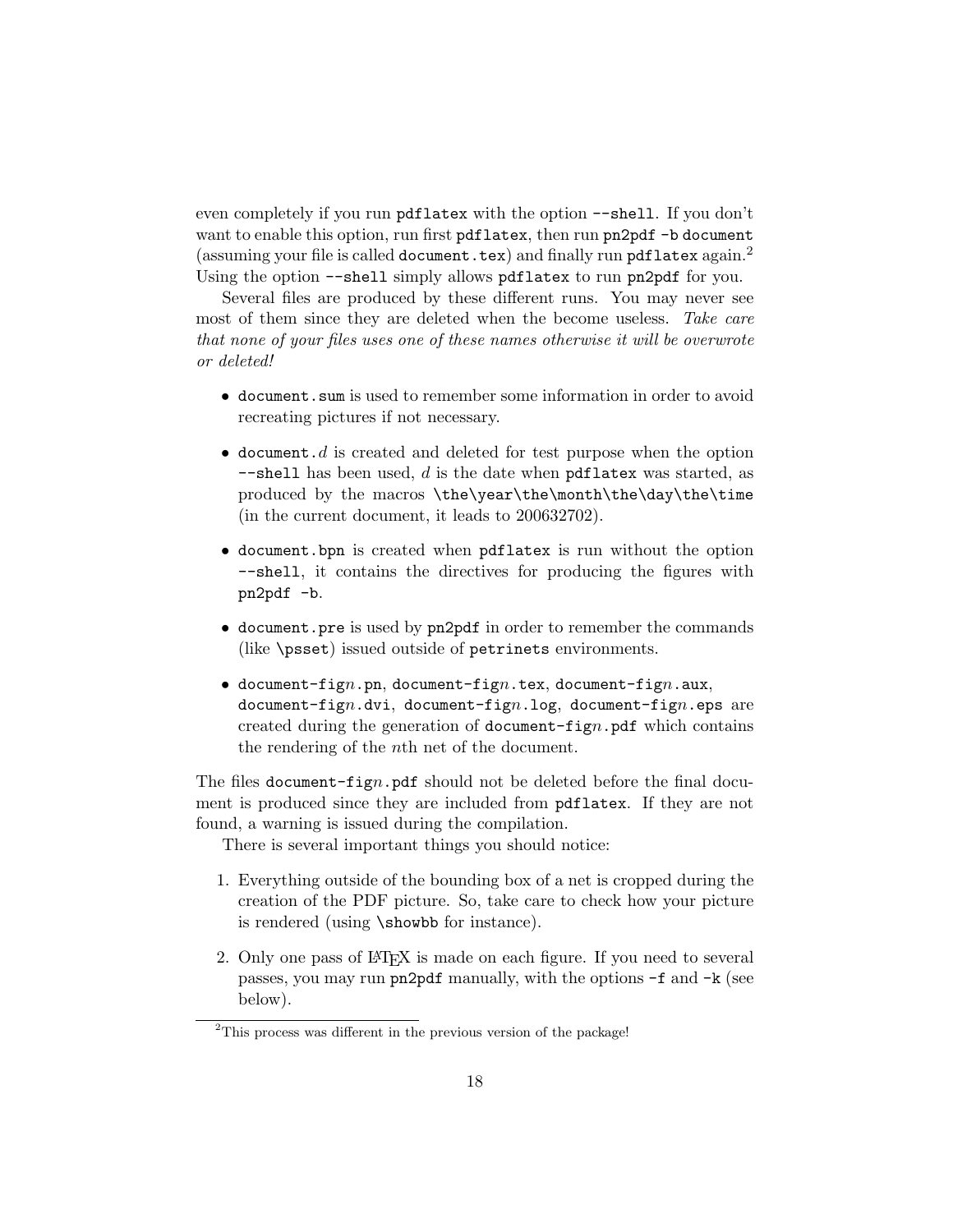even completely if you run `pdflatex` with the option `--shell`. If you don't want to enable this option, run first `pdflatex`, then run `pn2pdf -b document` (assuming your file is called `document.tex`) and finally run `pdflatex` again.[2] Using the option `--shell` simply allows `pdflatex` to run `pn2pdf` for you.

Several files are produced by these different runs. You may never see most of them since they are deleted when the become useless. *Take care that none of your files uses one of these names otherwise it will be overwrote or deleted!*

- `document.sum` is used to remember some information in order to avoid recreating pictures if not necessary.
- `document.`*d* is created and deleted for test purpose when the option `--shell` has been used, *d* is the date when `pdflatex` was started, as produced by the macros `\the\year\the\month\the\day\the\time` (in the current document, it leads to 200632702).
- `document.bpn` is created when `pdflatex` is run without the option `--shell`, it contains the directives for producing the figures with `pn2pdf -b`.
- `document.pre` is used by `pn2pdf` in order to remember the commands (like `\psset`) issued outside of `petrinets` environments.
- `document-fig`*n*`.pn`, `document-fig`*n*`.tex`, `document-fig`*n*`.aux`, `document-fig`*n*`.dvi`, `document-fig`*n*`.log`, `document-fig`*n*`.eps` are created during the generation of `document-fig`*n*`.pdf` which contains the rendering of the *n*th net of the document.

The files `document-fig`*n*`.pdf` should not be deleted before the final document is produced since they are included from `pdflatex`. If they are not found, a warning is issued during the compilation.

There is several important things you should notice:

1. Everything outside of the bounding box of a net is cropped during the creation of the PDF picture. So, take care to check how your picture is rendered (using `\showbb` for instance).
2. Only one pass of LaTeX is made on each figure. If you need to several passes, you may run `pn2pdf` manually, with the options `-f` and `-k` (see below).

[2] This process was different in the previous version of the package!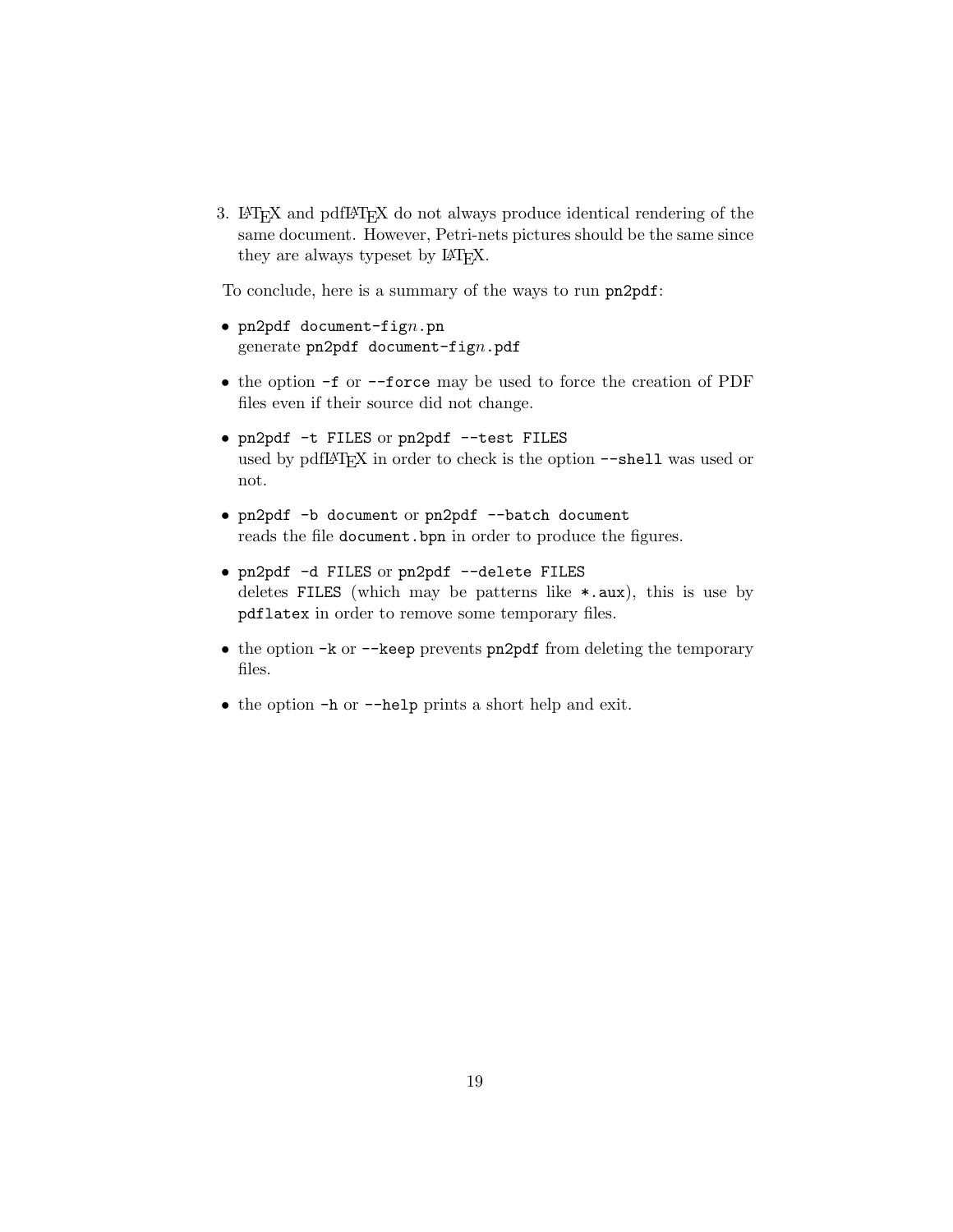3. LaTeX and pdfLaTeX do not always produce identical rendering of the same document. However, Petri-nets pictures should be the same since they are always typeset by LaTeX.

To conclude, here is a summary of the ways to run `pn2pdf`:

- `pn2pdf document-fig`*n*`.pn`
  generate `pn2pdf document-fig`*n*`.pdf`
- the option `-f` or `--force` may be used to force the creation of PDF files even if their source did not change.
- `pn2pdf -t FILES` or `pn2pdf --test FILES`
  used by pdfLaTeX in order to check is the option `--shell` was used or not.
- `pn2pdf -b document` or `pn2pdf --batch document`
  reads the file `document.bpn` in order to produce the figures.
- `pn2pdf -d FILES` or `pn2pdf --delete FILES`
  deletes `FILES` (which may be patterns like `*.aux`), this is use by `pdflatex` in order to remove some temporary files.
- the option `-k` or `--keep` prevents `pn2pdf` from deleting the temporary files.
- the option `-h` or `--help` prints a short help and exit.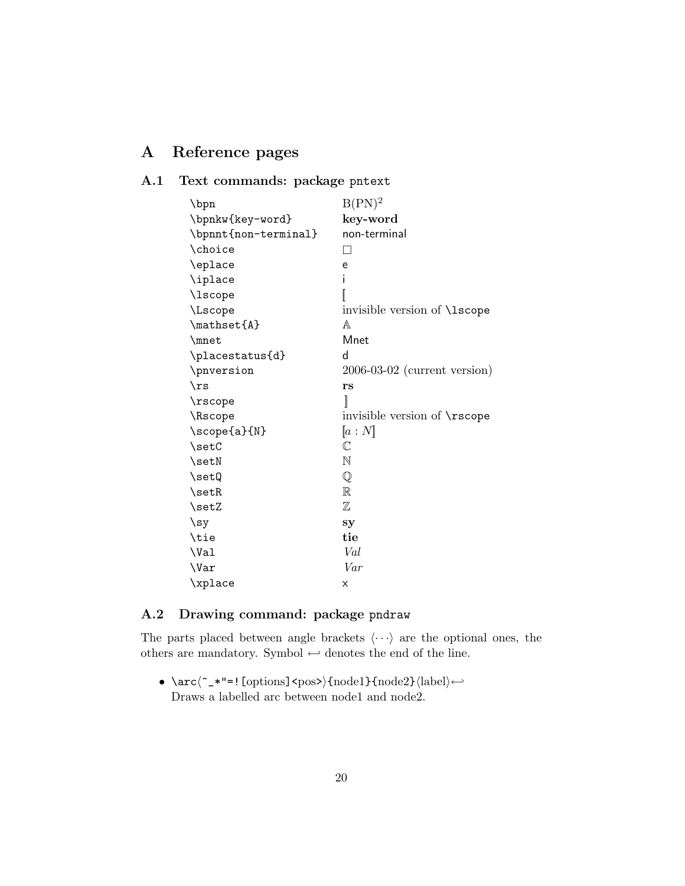# A Reference pages

## A.1 Text commands: package `pntext`

| | |
|---|---|
| `\bpn` | B(PN)$^2$ |
| `\bpnkw{key-word}` | **key-word** |
| `\bpnnt{non-terminal}` | non-terminal |
| `\choice` | $\square$ |
| `\eplace` | e |
| `\iplace` | i |
| `\lscope` | $[\![$ |
| `\Lscope` | invisible version of `\lscope` |
| `\mathset{A}` | $\mathbb{A}$ |
| `\mnet` | Mnet |
| `\placestatus{d}` | d |
| `\pnversion` | 2006-03-02 (current version) |
| `\rs` | **rs** |
| `\rscope` | $]\!]$ |
| `\Rscope` | invisible version of `\rscope` |
| `\scope{a}{N}` | $[\![a : N]\!]$ |
| `\setC` | $\mathbb{C}$ |
| `\setN` | $\mathbb{N}$ |
| `\setQ` | $\mathbb{Q}$ |
| `\setR` | $\mathbb{R}$ |
| `\setZ` | $\mathbb{Z}$ |
| `\sy` | **sy** |
| `\tie` | **tie** |
| `\Val` | *Val* |
| `\Var` | *Var* |
| `\xplace` | x |

## A.2 Drawing command: package `pndraw`

The parts placed between angle brackets $\langle\cdots\rangle$ are the optional ones, the others are mandatory. Symbol $\hookleftarrow$ denotes the end of the line.

- `\arc`$\langle$`^_*"=![`options`]<`pos`>`$\rangle$`{`node1`}{`node2`}`$\langle$label$\rangle\hookleftarrow$
  Draws a labelled arc between node1 and node2.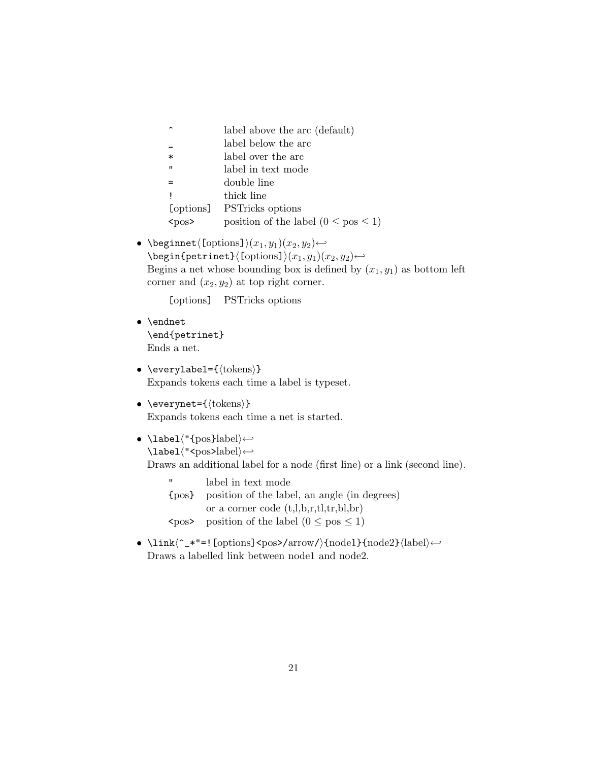| | |
|---|---|
| `^` | label above the arc (default) |
| `_` | label below the arc |
| `*` | label over the arc |
| `"` | label in text mode |
| `=` | double line |
| `!` | thick line |
| [options] | PSTricks options |
| `<pos>` | position of the label ($0 \leq \text{pos} \leq 1$) |

- `\beginnet`⟨`[`options`]`⟩$(x_1, y_1)(x_2, y_2)$↩
  `\begin{petrinet}`⟨`[`options`]`⟩$(x_1, y_1)(x_2, y_2)$↩
  Begins a net whose bounding box is defined by $(x_1, y_1)$ as bottom left corner and $(x_2, y_2)$ at top right corner.

  | | |
  |---|---|
  | [options] | PSTricks options |

- `\endnet`
  `\end{petrinet}`
  Ends a net.

- `\everylabel={`⟨tokens⟩`}`
  Expands tokens each time a label is typeset.

- `\everynet={`⟨tokens⟩`}`
  Expands tokens each time a net is started.

- `\label`⟨`"{`pos`}`label⟩↩
  `\label`⟨`"<`pos`>`label⟩↩
  Draws an additional label for a node (first line) or a link (second line).

  | | |
  |---|---|
  | `"` | label in text mode |
  | `{pos}` | position of the label, an angle (in degrees) or a corner code (t,l,b,r,tl,tr,bl,br) |
  | `<pos>` | position of the label ($0 \leq \text{pos} \leq 1$) |

- `\link`⟨`^_*"=![`options`]<`pos`>/`arrow`/`⟩`{`node1`}{`node2`}`⟨label⟩↩
  Draws a labelled link between node1 and node2.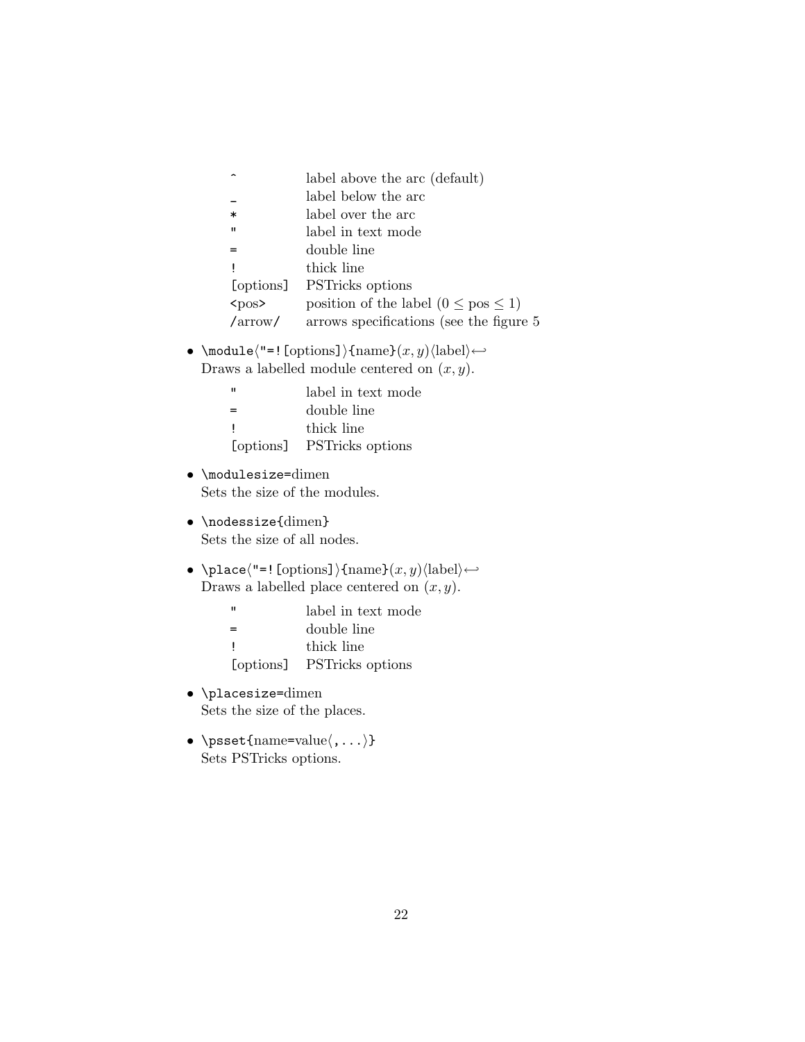| | |
|---|---|
| `^` | label above the arc (default) |
| `_` | label below the arc |
| `*` | label over the arc |
| `"` | label in text mode |
| `=` | double line |
| `!` | thick line |
| [options] | PSTricks options |
| `<`pos`>` | position of the label ($0 \leq \text{pos} \leq 1$) |
| `/`arrow`/` | arrows specifications (see the figure 5 |

- `\module`⟨`"=![`options`]`⟩`{`name`}`$(x, y)$⟨label⟩↩
  Draws a labelled module centered on $(x, y)$.

| | |
|---|---|
| `"` | label in text mode |
| `=` | double line |
| `!` | thick line |
| [options] | PSTricks options |

- `\modulesize=`dimen
  Sets the size of the modules.

- `\nodessize{`dimen`}`
  Sets the size of all nodes.

- `\place`⟨`"=![`options`]`⟩`{`name`}`$(x, y)$⟨label⟩↩
  Draws a labelled place centered on $(x, y)$.

| | |
|---|---|
| `"` | label in text mode |
| `=` | double line |
| `!` | thick line |
| [options] | PSTricks options |

- `\placesize=`dimen
  Sets the size of the places.

- `\psset{`name=value⟨`,`...⟩`}`
  Sets PSTricks options.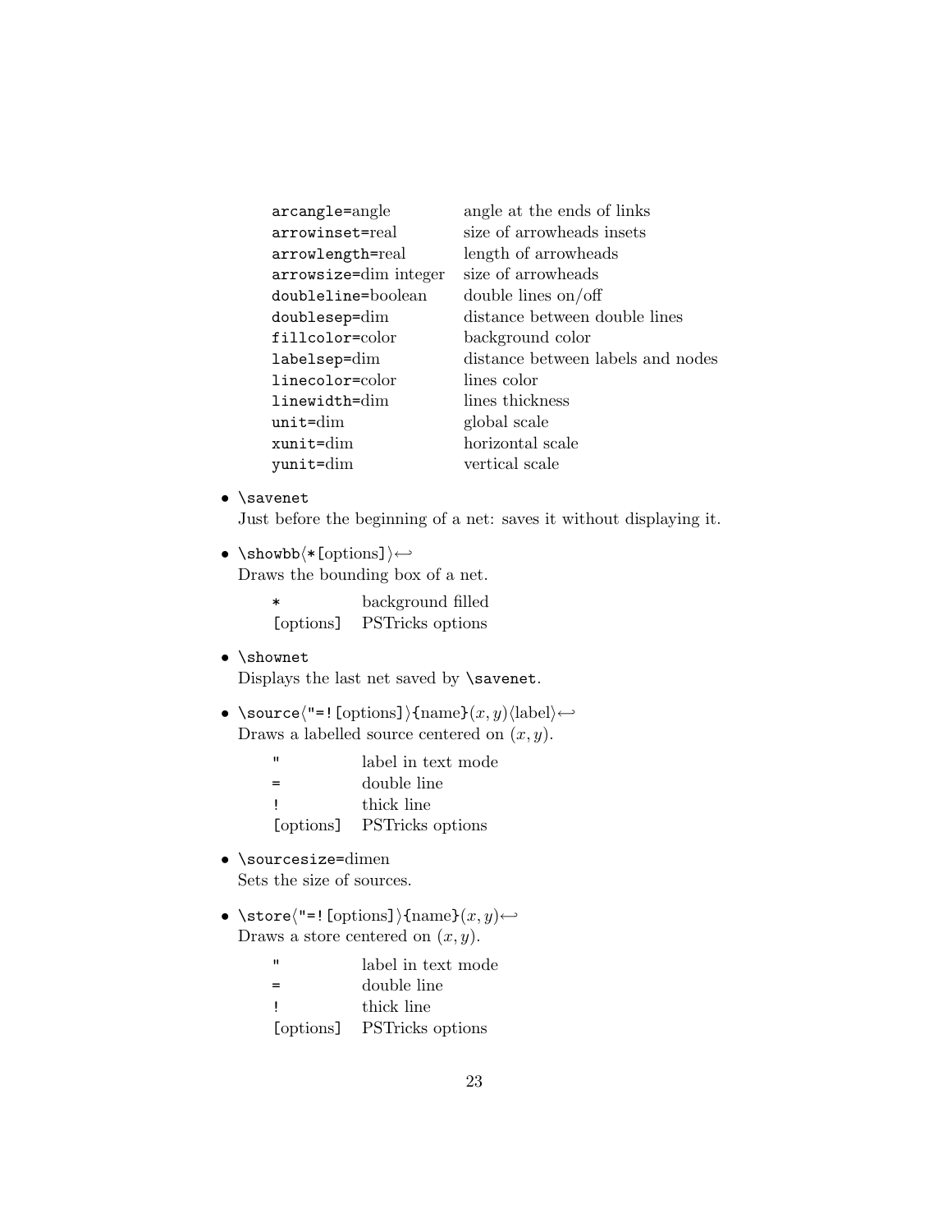| | |
|---|---|
| `arcangle=`angle | angle at the ends of links |
| `arrowinset=`real | size of arrowheads insets |
| `arrowlength=`real | length of arrowheads |
| `arrowsize=`dim integer | size of arrowheads |
| `doubleline=`boolean | double lines on/off |
| `doublesep=`dim | distance between double lines |
| `fillcolor=`color | background color |
| `labelsep=`dim | distance between labels and nodes |
| `linecolor=`color | lines color |
| `linewidth=`dim | lines thickness |
| `unit=`dim | global scale |
| `xunit=`dim | horizontal scale |
| `yunit=`dim | vertical scale |

- `\savenet`
  Just before the beginning of a net: saves it without displaying it.

- `\showbb`⟨`*[`options`]`⟩↩
  Draws the bounding box of a net.

  | | |
  |---|---|
  | `*` | background filled |
  | [options] | PSTricks options |

- `\shownet`
  Displays the last net saved by **`\savenet`**.

- `\source`⟨`"=![`options`]`⟩`{`name`}`$(x, y)$⟨label⟩↩
  Draws a labelled source centered on $(x, y)$.

  | | |
  |---|---|
  | `"` | label in text mode |
  | `=` | double line |
  | `!` | thick line |
  | [options] | PSTricks options |

- `\sourcesize=`dimen
  Sets the size of sources.

- `\store`⟨`"=![`options`]`⟩`{`name`}`$(x, y)$↩
  Draws a store centered on $(x, y)$.

  | | |
  |---|---|
  | `"` | label in text mode |
  | `=` | double line |
  | `!` | thick line |
  | [options] | PSTricks options |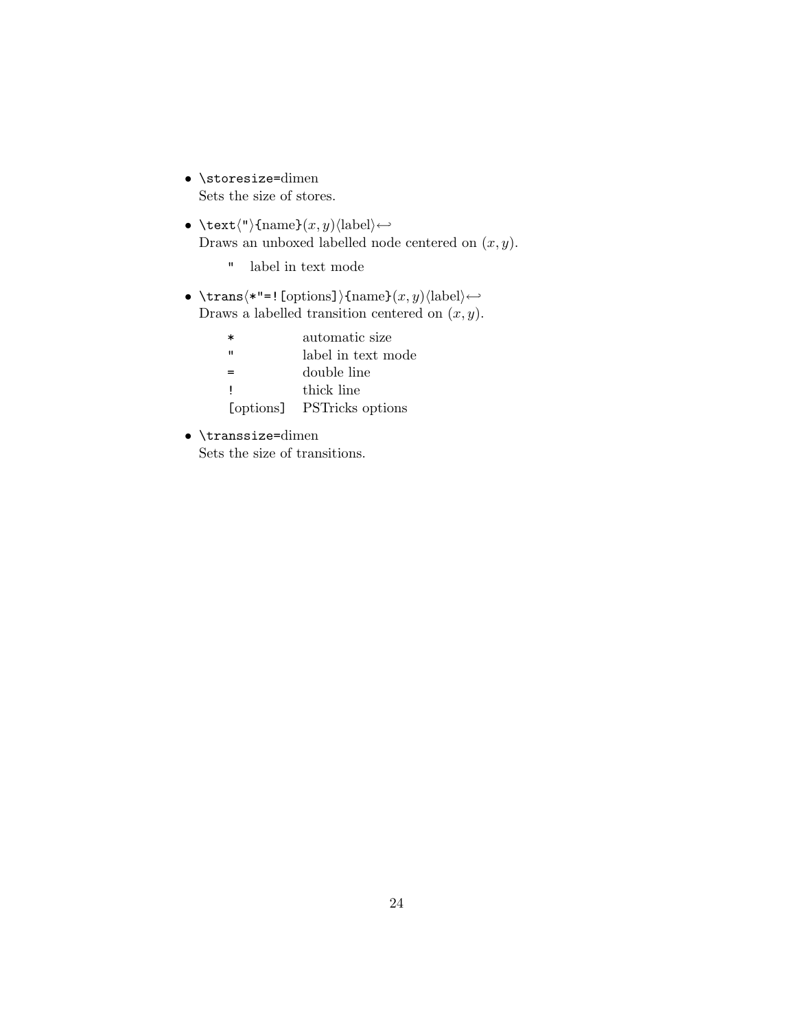- `\storesize=`dimen
  Sets the size of stores.

- `\text`⟨`"`⟩`{`name`}`$(x, y)$⟨label⟩←
  Draws an unboxed labelled node centered on $(x, y)$.

  | | |
  |---|---|
  | `"` | label in text mode |

- `\trans`⟨`*"=![`options`]`⟩`{`name`}`$(x, y)$⟨label⟩←
  Draws a labelled transition centered on $(x, y)$.

  | | |
  |---|---|
  | `*` | automatic size |
  | `"` | label in text mode |
  | `=` | double line |
  | `!` | thick line |
  | [options] | PSTricks options |

- `\transsize=`dimen
  Sets the size of transitions.